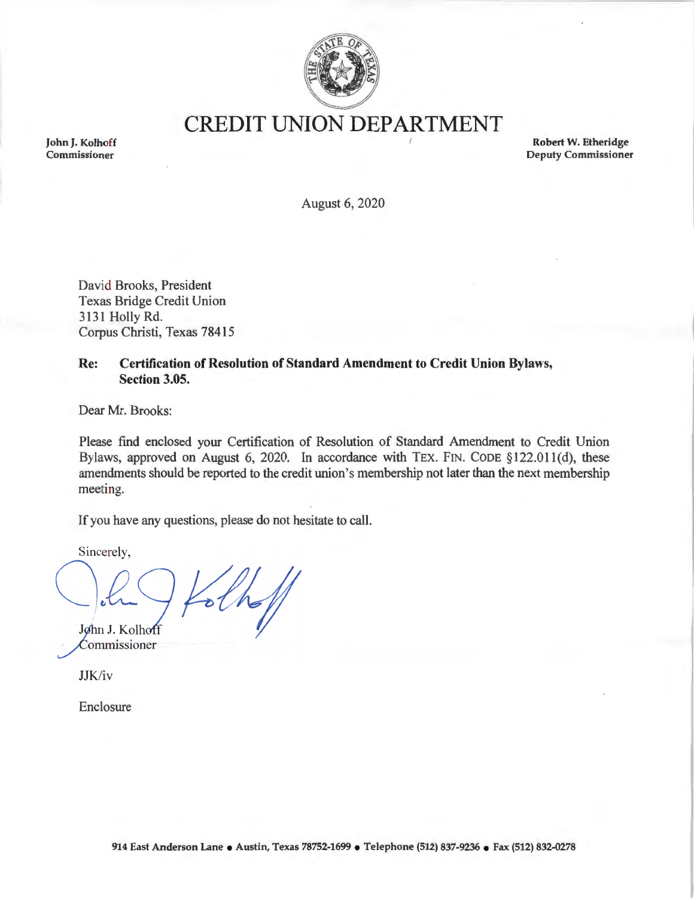# CREDIT UNION DEPARTMENT

**John J. Kolhoff**
**Commissioner**

**Robert W. Etheridge**
**Deputy Commissioner**

August 6, 2020

David Brooks, President
Texas Bridge Credit Union
3131 Holly Rd.
Corpus Christi, Texas 78415

**Re: Certification of Resolution of Standard Amendment to Credit Union Bylaws, Section 3.05.**

Dear Mr. Brooks:

Please find enclosed your Certification of Resolution of Standard Amendment to Credit Union Bylaws, approved on August 6, 2020. In accordance with TEX. FIN. CODE §122.011(d), these amendments should be reported to the credit union's membership not later than the next membership meeting.

If you have any questions, please do not hesitate to call.

Sincerely,

John J. Kolhoff
Commissioner

JJK/iv

Enclosure

914 East Anderson Lane • Austin, Texas 78752-1699 • Telephone (512) 837-9236 • Fax (512) 832-0278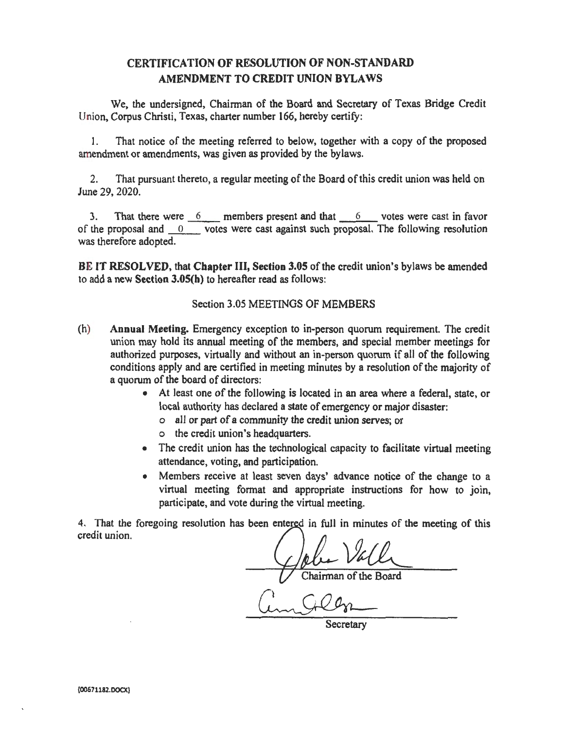## CERTIFICATION OF RESOLUTION OF NON-STANDARD AMENDMENT TO CREDIT UNION BYLAWS

We, the undersigned, Chairman of the Board and Secretary of Texas Bridge Credit Union, Corpus Christi, Texas, charter number 166, hereby certify:

1. That notice of the meeting referred to below, together with a copy of the proposed amendment or amendments, was given as provided by the bylaws.

2. That pursuant thereto, a regular meeting of the Board of this credit union was held on June 29, 2020.

3. That there were 6 members present and that 6 votes were cast in favor of the proposal and 0 votes were cast against such proposal. The following resolution was therefore adopted.

**BE IT RESOLVED,** that **Chapter III, Section 3.05** of the credit union's bylaws be amended to add a new **Section 3.05(h)** to hereafter read as follows:

Section 3.05 MEETINGS OF MEMBERS

(h) **Annual Meeting.** Emergency exception to in-person quorum requirement. The credit union may hold its annual meeting of the members, and special member meetings for authorized purposes, virtually and without an in-person quorum if all of the following conditions apply and are certified in meeting minutes by a resolution of the majority of a quorum of the board of directors:

- At least one of the following is located in an area where a federal, state, or local authority has declared a state of emergency or major disaster:
  - all or part of a community the credit union serves; or
  - the credit union's headquarters.
- The credit union has the technological capacity to facilitate virtual meeting attendance, voting, and participation.
- Members receive at least seven days' advance notice of the change to a virtual meeting format and appropriate instructions for how to join, participate, and vote during the virtual meeting.

4. That the foregoing resolution has been entered in full in minutes of the meeting of this credit union.

Chairman of the Board

Secretary

{00671182.DOCX}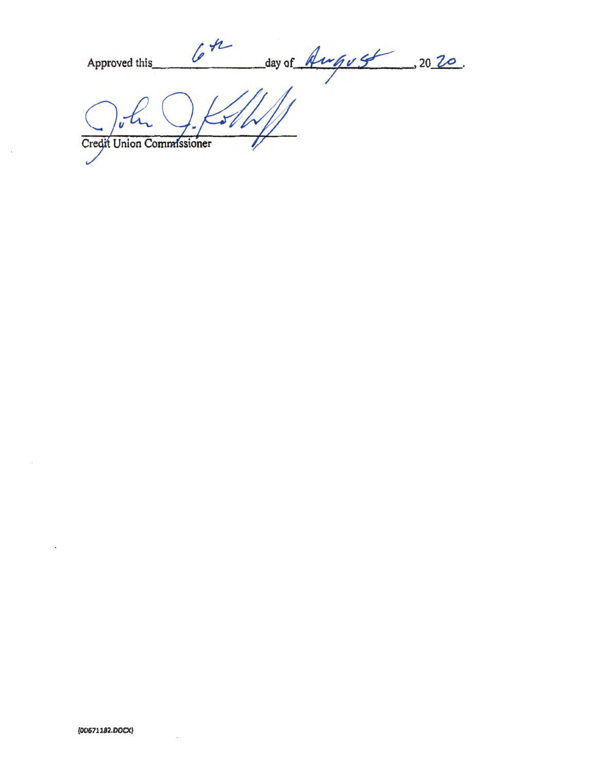Approved this 6th day of August, 2020.

John J. Kolhoff

Credit Union Commissioner

{00671182.DOCX}